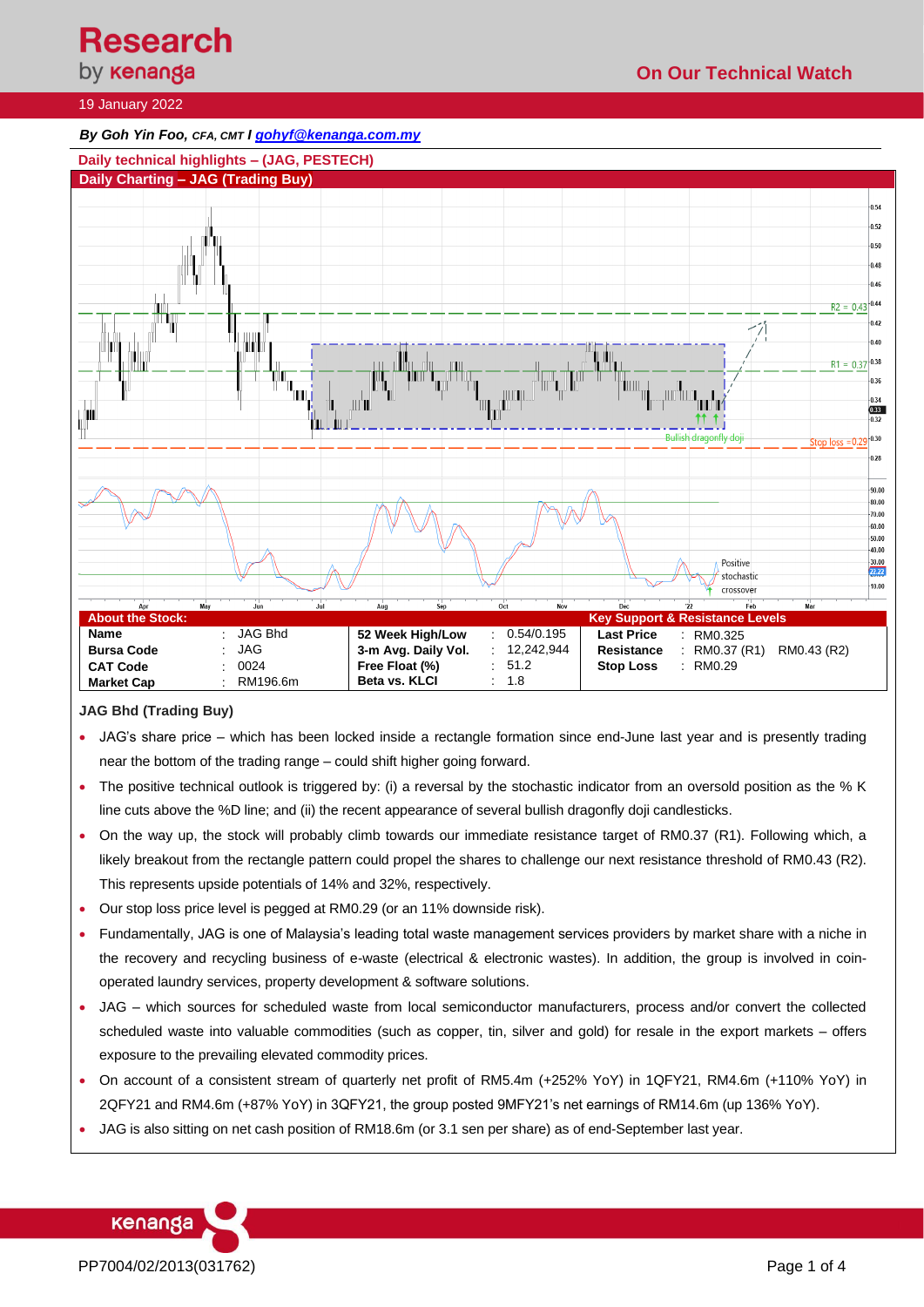19 January 2022

*By Goh Yin Foo, CFA, CMT I gohyf@kenanga.com.my*

## Daily technical highlights – (JAG, PESTECH)

### Daily Charting – JAG (Trading Buy)

| About the Stock: | | | | | | Key Support & Resistance Levels | | |
|---|---|---|---|---|---|---|---|---|
| **Name** | : | JAG Bhd | **52 Week High/Low** | : | 0.54/0.195 | **Last Price** | : | RM0.325 |
| **Bursa Code** | : | JAG | **3-m Avg. Daily Vol.** | : | 12,242,944 | **Resistance** | : | RM0.37 (R1)   RM0.43 (R2) |
| **CAT Code** | : | 0024 | **Free Float (%)** | : | 51.2 | **Stop Loss** | : | RM0.29 |
| **Market Cap** | : | RM196.6m | **Beta vs. KLCI** | : | 1.8 | | | |

**JAG Bhd (Trading Buy)**

- JAG's share price – which has been locked inside a rectangle formation since end-June last year and is presently trading near the bottom of the trading range – could shift higher going forward.
- The positive technical outlook is triggered by: (i) a reversal by the stochastic indicator from an oversold position as the % K line cuts above the %D line; and (ii) the recent appearance of several bullish dragonfly doji candlesticks.
- On the way up, the stock will probably climb towards our immediate resistance target of RM0.37 (R1). Following which, a likely breakout from the rectangle pattern could propel the shares to challenge our next resistance threshold of RM0.43 (R2). This represents upside potentials of 14% and 32%, respectively.
- Our stop loss price level is pegged at RM0.29 (or an 11% downside risk).
- Fundamentally, JAG is one of Malaysia's leading total waste management services providers by market share with a niche in the recovery and recycling business of e-waste (electrical & electronic wastes). In addition, the group is involved in coin-operated laundry services, property development & software solutions.
- JAG – which sources for scheduled waste from local semiconductor manufacturers, process and/or convert the collected scheduled waste into valuable commodities (such as copper, tin, silver and gold) for resale in the export markets – offers exposure to the prevailing elevated commodity prices.
- On account of a consistent stream of quarterly net profit of RM5.4m (+252% YoY) in 1QFY21, RM4.6m (+110% YoY) in 2QFY21 and RM4.6m (+87% YoY) in 3QFY21, the group posted 9MFY21's net earnings of RM14.6m (up 136% YoY).
- JAG is also sitting on net cash position of RM18.6m (or 3.1 sen per share) as of end-September last year.

PP7004/02/2013(031762)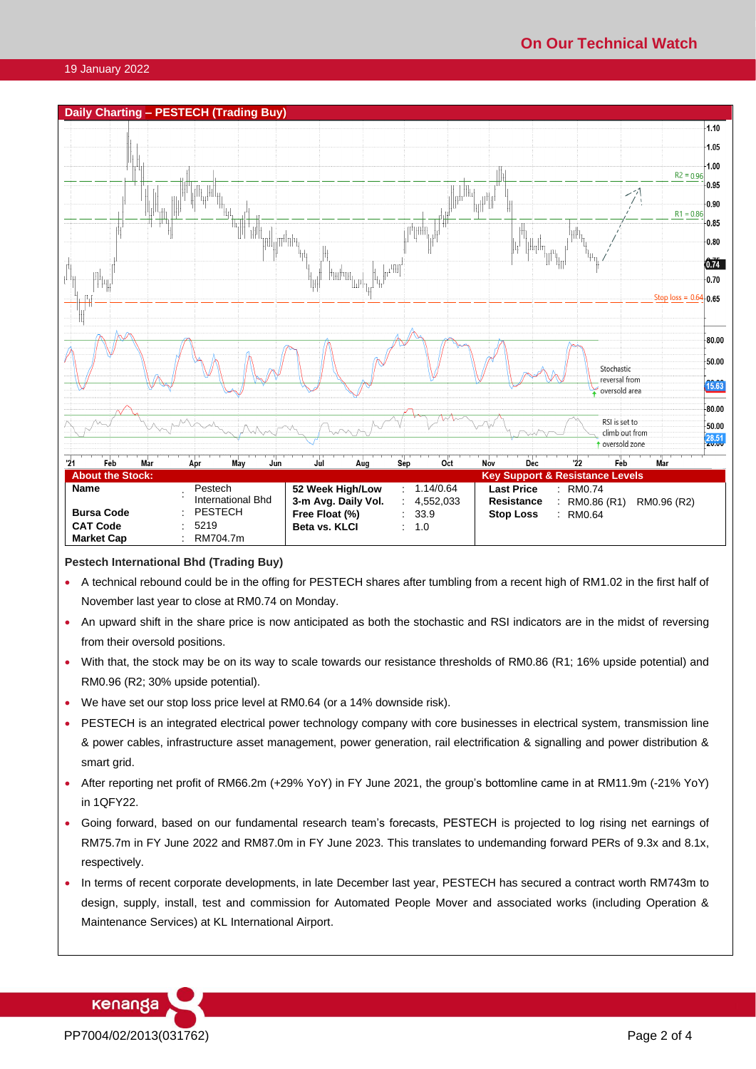On Our Technical Watch

19 January 2022

## Daily Charting – PESTECH (Trading Buy)

| About the Stock: | | | | Key Support & Resistance Levels | |
|---|---|---|---|---|---|
| **Name** | : Pestech International Bhd | **52 Week High/Low** | : 1.14/0.64 | **Last Price** | : RM0.74 |
| **Bursa Code** | : PESTECH | **3-m Avg. Daily Vol.** | : 4,552,033 | **Resistance** | : RM0.86 (R1) RM0.96 (R2) |
| **CAT Code** | : 5219 | **Free Float (%)** | : 33.9 | **Stop Loss** | : RM0.64 |
| **Market Cap** | : RM704.7m | **Beta vs. KLCI** | : 1.0 | | |

**Pestech International Bhd (Trading Buy)**

- A technical rebound could be in the offing for PESTECH shares after tumbling from a recent high of RM1.02 in the first half of November last year to close at RM0.74 on Monday.
- An upward shift in the share price is now anticipated as both the stochastic and RSI indicators are in the midst of reversing from their oversold positions.
- With that, the stock may be on its way to scale towards our resistance thresholds of RM0.86 (R1; 16% upside potential) and RM0.96 (R2; 30% upside potential).
- We have set our stop loss price level at RM0.64 (or a 14% downside risk).
- PESTECH is an integrated electrical power technology company with core businesses in electrical system, transmission line & power cables, infrastructure asset management, power generation, rail electrification & signalling and power distribution & smart grid.
- After reporting net profit of RM66.2m (+29% YoY) in FY June 2021, the group's bottomline came in at RM11.9m (-21% YoY) in 1QFY22.
- Going forward, based on our fundamental research team's forecasts, PESTECH is projected to log rising net earnings of RM75.7m in FY June 2022 and RM87.0m in FY June 2023. This translates to undemanding forward PERs of 9.3x and 8.1x, respectively.
- In terms of recent corporate developments, in late December last year, PESTECH has secured a contract worth RM743m to design, supply, install, test and commission for Automated People Mover and associated works (including Operation & Maintenance Services) at KL International Airport.

PP7004/02/2013(031762)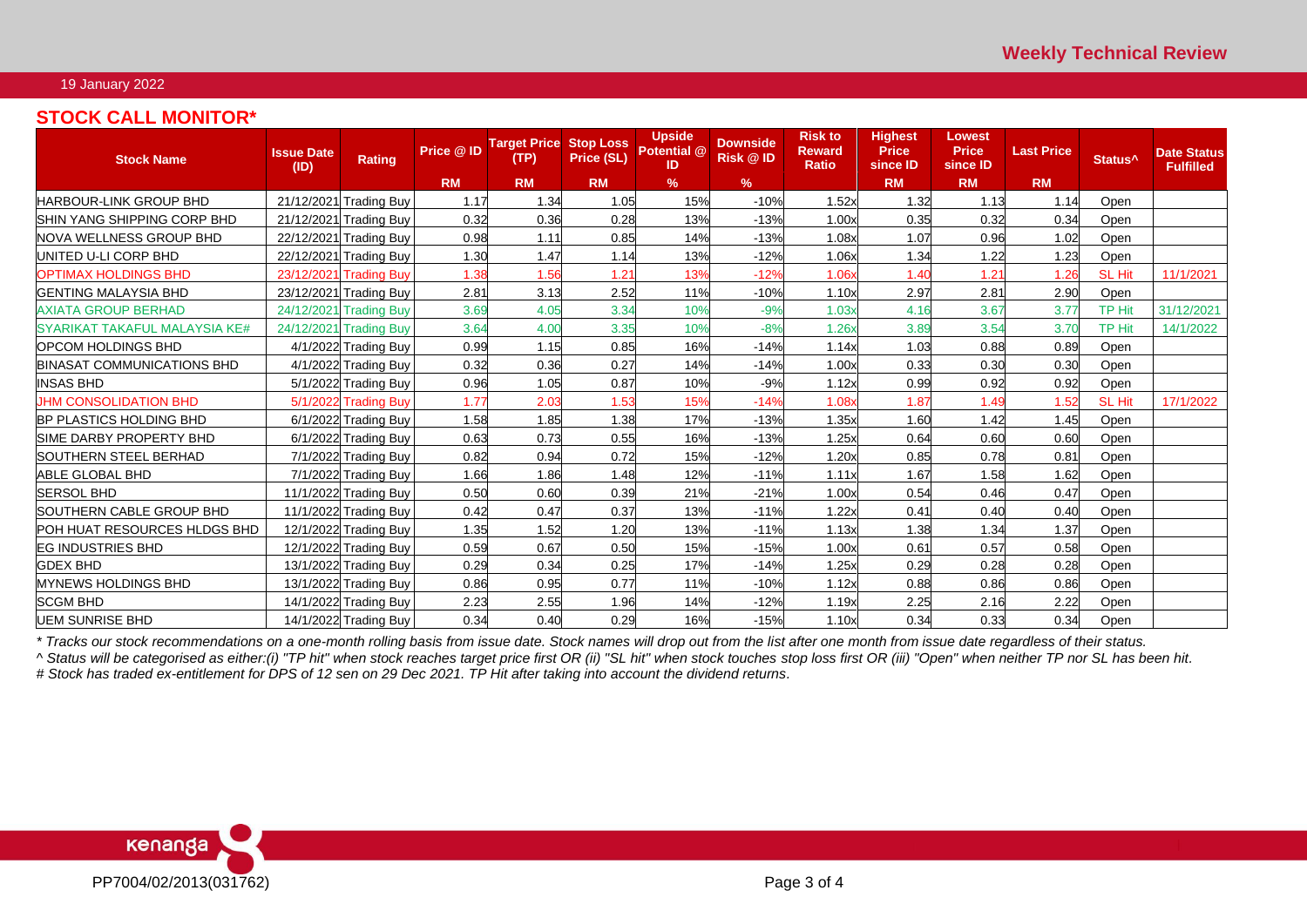19 January 2022

## STOCK CALL MONITOR*

| Stock Name | Issue Date (ID) | Rating | Price @ ID | Target Price (TP) | Stop Loss Price (SL) | Upside Potential @ ID | Downside Risk @ ID | Risk to Reward Ratio | Highest Price since ID | Lowest Price since ID | Last Price | Status^ | Date Status Fulfilled |
|---|---|---|---|---|---|---|---|---|---|---|---|---|---|
| | | | RM | RM | RM | % | % | | RM | RM | RM | | |
| HARBOUR-LINK GROUP BHD | 21/12/2021 | Trading Buy | 1.17 | 1.34 | 1.05 | 15% | -10% | 1.52x | 1.32 | 1.13 | 1.14 | Open | |
| SHIN YANG SHIPPING CORP BHD | 21/12/2021 | Trading Buy | 0.32 | 0.36 | 0.28 | 13% | -13% | 1.00x | 0.35 | 0.32 | 0.34 | Open | |
| NOVA WELLNESS GROUP BHD | 22/12/2021 | Trading Buy | 0.98 | 1.11 | 0.85 | 14% | -13% | 1.08x | 1.07 | 0.96 | 1.02 | Open | |
| UNITED U-LI CORP BHD | 22/12/2021 | Trading Buy | 1.30 | 1.47 | 1.14 | 13% | -12% | 1.06x | 1.34 | 1.22 | 1.23 | Open | |
| OPTIMAX HOLDINGS BHD | 23/12/2021 | Trading Buy | 1.38 | 1.56 | 1.21 | 13% | -12% | 1.06x | 1.40 | 1.21 | 1.26 | SL Hit | 11/1/2021 |
| GENTING MALAYSIA BHD | 23/12/2021 | Trading Buy | 2.81 | 3.13 | 2.52 | 11% | -10% | 1.10x | 2.97 | 2.81 | 2.90 | Open | |
| AXIATA GROUP BERHAD | 24/12/2021 | Trading Buy | 3.69 | 4.05 | 3.34 | 10% | -9% | 1.03x | 4.16 | 3.67 | 3.77 | TP Hit | 31/12/2021 |
| SYARIKAT TAKAFUL MALAYSIA KE# | 24/12/2021 | Trading Buy | 3.64 | 4.00 | 3.35 | 10% | -8% | 1.26x | 3.89 | 3.54 | 3.70 | TP Hit | 14/1/2022 |
| OPCOM HOLDINGS BHD | 4/1/2022 | Trading Buy | 0.99 | 1.15 | 0.85 | 16% | -14% | 1.14x | 1.03 | 0.88 | 0.89 | Open | |
| BINASAT COMMUNICATIONS BHD | 4/1/2022 | Trading Buy | 0.32 | 0.36 | 0.27 | 14% | -14% | 1.00x | 0.33 | 0.30 | 0.30 | Open | |
| INSAS BHD | 5/1/2022 | Trading Buy | 0.96 | 1.05 | 0.87 | 10% | -9% | 1.12x | 0.99 | 0.92 | 0.92 | Open | |
| JHM CONSOLIDATION BHD | 5/1/2022 | Trading Buy | 1.77 | 2.03 | 1.53 | 15% | -14% | 1.08x | 1.87 | 1.49 | 1.52 | SL Hit | 17/1/2022 |
| BP PLASTICS HOLDING BHD | 6/1/2022 | Trading Buy | 1.58 | 1.85 | 1.38 | 17% | -13% | 1.35x | 1.60 | 1.42 | 1.45 | Open | |
| SIME DARBY PROPERTY BHD | 6/1/2022 | Trading Buy | 0.63 | 0.73 | 0.55 | 16% | -13% | 1.25x | 0.64 | 0.60 | 0.60 | Open | |
| SOUTHERN STEEL BERHAD | 7/1/2022 | Trading Buy | 0.82 | 0.94 | 0.72 | 15% | -12% | 1.20x | 0.85 | 0.78 | 0.81 | Open | |
| ABLE GLOBAL BHD | 7/1/2022 | Trading Buy | 1.66 | 1.86 | 1.48 | 12% | -11% | 1.11x | 1.67 | 1.58 | 1.62 | Open | |
| SERSOL BHD | 11/1/2022 | Trading Buy | 0.50 | 0.60 | 0.39 | 21% | -21% | 1.00x | 0.54 | 0.46 | 0.47 | Open | |
| SOUTHERN CABLE GROUP BHD | 11/1/2022 | Trading Buy | 0.42 | 0.47 | 0.37 | 13% | -11% | 1.22x | 0.41 | 0.40 | 0.40 | Open | |
| POH HUAT RESOURCES HLDGS BHD | 12/1/2022 | Trading Buy | 1.35 | 1.52 | 1.20 | 13% | -11% | 1.13x | 1.38 | 1.34 | 1.37 | Open | |
| EG INDUSTRIES BHD | 12/1/2022 | Trading Buy | 0.59 | 0.67 | 0.50 | 15% | -15% | 1.00x | 0.61 | 0.57 | 0.58 | Open | |
| GDEX BHD | 13/1/2022 | Trading Buy | 0.29 | 0.34 | 0.25 | 17% | -14% | 1.25x | 0.29 | 0.28 | 0.28 | Open | |
| MYNEWS HOLDINGS BHD | 13/1/2022 | Trading Buy | 0.86 | 0.95 | 0.77 | 11% | -10% | 1.12x | 0.88 | 0.86 | 0.86 | Open | |
| SCGM BHD | 14/1/2022 | Trading Buy | 2.23 | 2.55 | 1.96 | 14% | -12% | 1.19x | 2.25 | 2.16 | 2.22 | Open | |
| UEM SUNRISE BHD | 14/1/2022 | Trading Buy | 0.34 | 0.40 | 0.29 | 16% | -15% | 1.10x | 0.34 | 0.33 | 0.34 | Open | |

*\* Tracks our stock recommendations on a one-month rolling basis from issue date. Stock names will drop out from the list after one month from issue date regardless of their status.*

*^ Status will be categorised as either:(i) "TP hit" when stock reaches target price first OR (ii) "SL hit" when stock touches stop loss first OR (iii) "Open" when neither TP nor SL has been hit.*

*# Stock has traded ex-entitlement for DPS of 12 sen on 29 Dec 2021. TP Hit after taking into account the dividend returns.*

PP7004/02/2013(031762)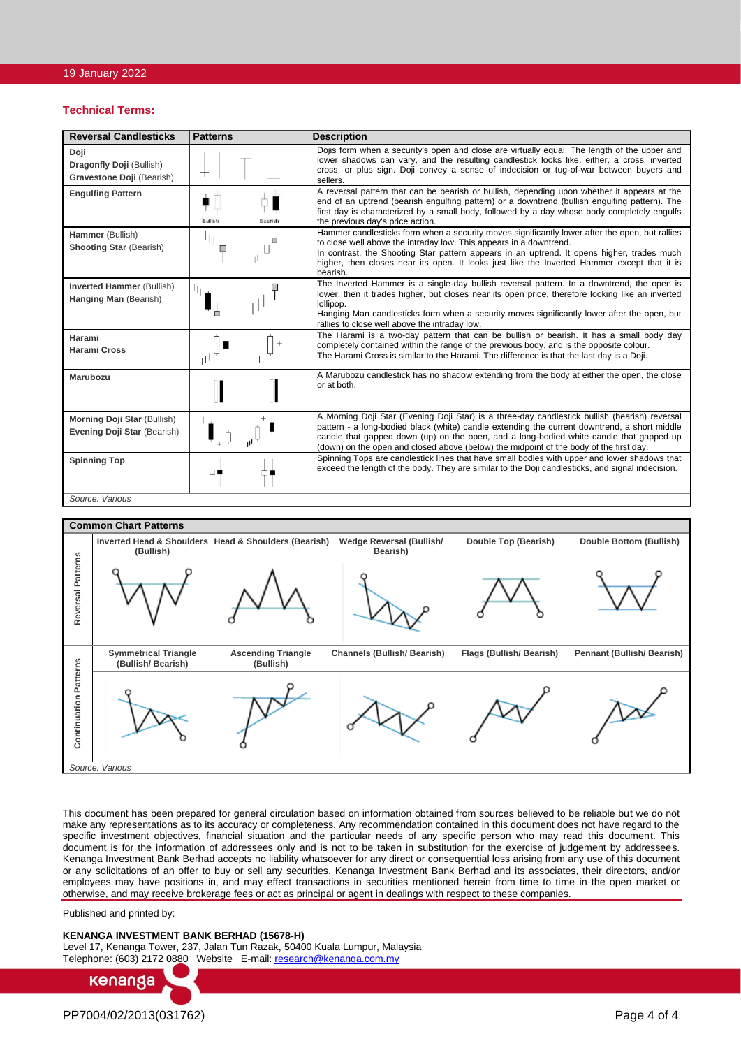19 January 2022

## Technical Terms:

| Reversal Candlesticks | Patterns | Description |
|---|---|---|
| **Doji**<br>**Dragonfly Doji** (Bullish)<br>**Gravestone Doji** (Bearish) | | Dojis form when a security's open and close are virtually equal. The length of the upper and lower shadows can vary, and the resulting candlestick looks like, either, a cross, inverted cross, or plus sign. Doji convey a sense of indecision or tug-of-war between buyers and sellers. |
| **Engulfing Pattern** | Bullish Bearish | A reversal pattern that can be bearish or bullish, depending upon whether it appears at the end of an uptrend (bearish engulfing pattern) or a downtrend (bullish engulfing pattern). The first day is characterized by a small body, followed by a day whose body completely engulfs the previous day's price action. |
| **Hammer** (Bullish)<br>**Shooting Star** (Bearish) | | Hammer candlesticks form when a security moves significantly lower after the open, but rallies to close well above the intraday low. This appears in a downtrend.<br>In contrast, the Shooting Star pattern appears in an uptrend. It opens higher, trades much higher, then closes near its open. It looks just like the Inverted Hammer except that it is bearish. |
| **Inverted Hammer** (Bullish)<br>**Hanging Man** (Bearish) | | The Inverted Hammer is a single-day bullish reversal pattern. In a downtrend, the open is lower, then it trades higher, but closes near its open price, therefore looking like an inverted lollipop.<br>Hanging Man candlesticks form when a security moves significantly lower after the open, but rallies to close well above the intraday low. |
| **Harami**<br>**Harami Cross** | | The Harami is a two-day pattern that can be bullish or bearish. It has a small body day completely contained within the range of the previous body, and is the opposite colour.<br>The Harami Cross is similar to the Harami. The difference is that the last day is a Doji. |
| **Marubozu** | | A Marubozu candlestick has no shadow extending from the body at either the open, the close or at both. |
| **Morning Doji Star** (Bullish)<br>**Evening Doji Star** (Bearish) | | A Morning Doji Star (Evening Doji Star) is a three-day candlestick bullish (bearish) reversal pattern - a long-bodied black (white) candle extending the current downtrend, a short middle candle that gapped down (up) on the open, and a long-bodied white candle that gapped up (down) on the open and closed above (below) the midpoint of the body of the first day. |
| **Spinning Top** | | Spinning Tops are candlestick lines that have small bodies with upper and lower shadows that exceed the length of the body. They are similar to the Doji candlesticks, and signal indecision. |

*Source: Various*

**Common Chart Patterns**

Reversal Patterns: Inverted Head & Shoulders (Bullish); Head & Shoulders (Bearish); Wedge Reversal (Bullish/ Bearish); Double Top (Bearish); Double Bottom (Bullish)

Continuation Patterns: Symmetrical Triangle (Bullish/ Bearish); Ascending Triangle (Bullish); Channels (Bullish/ Bearish); Flags (Bullish/ Bearish); Pennant (Bullish/ Bearish)

*Source: Various*

This document has been prepared for general circulation based on information obtained from sources believed to be reliable but we do not make any representations as to its accuracy or completeness. Any recommendation contained in this document does not have regard to the specific investment objectives, financial situation and the particular needs of any specific person who may read this document. This document is for the information of addressees only and is not to be taken in substitution for the exercise of judgement by addressees. Kenanga Investment Bank Berhad accepts no liability whatsoever for any direct or consequential loss arising from any use of this document or any solicitations of an offer to buy or sell any securities. Kenanga Investment Bank Berhad and its associates, their directors, and/or employees may have positions in, and may effect transactions in securities mentioned herein from time to time in the open market or otherwise, and may receive brokerage fees or act as principal or agent in dealings with respect to these companies.

Published and printed by:

**KENANGA INVESTMENT BANK BERHAD (15678-H)**
Level 17, Kenanga Tower, 237, Jalan Tun Razak, 50400 Kuala Lumpur, Malaysia
Telephone: (603) 2172 0880 Website E-mail: research@kenanga.com.my

kenanga

PP7004/02/2013(031762)